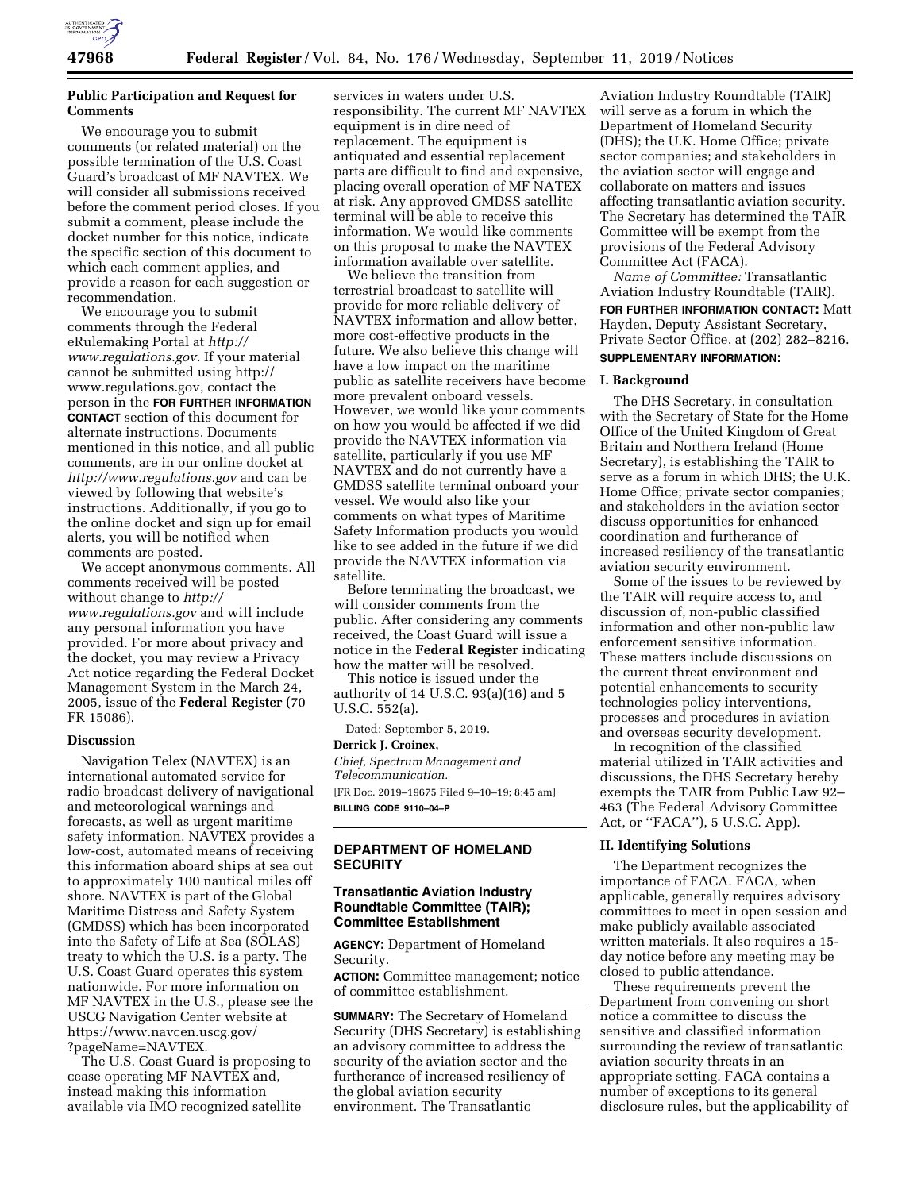## Public Participation and Request for Comments

We encourage you to submit comments (or related material) on the possible termination of the U.S. Coast Guard's broadcast of MF NAVTEX. We will consider all submissions received before the comment period closes. If you submit a comment, please include the docket number for this notice, indicate the specific section of this document to which each comment applies, and provide a reason for each suggestion or recommendation.

We encourage you to submit comments through the Federal eRulemaking Portal at *http://www.regulations.gov*. If your material cannot be submitted using http://www.regulations.gov, contact the person in the **FOR FURTHER INFORMATION CONTACT** section of this document for alternate instructions. Documents mentioned in this notice, and all public comments, are in our online docket at *http://www.regulations.gov* and can be viewed by following that website's instructions. Additionally, if you go to the online docket and sign up for email alerts, you will be notified when comments are posted.

We accept anonymous comments. All comments received will be posted without change to *http://www.regulations.gov* and will include any personal information you have provided. For more about privacy and the docket, you may review a Privacy Act notice regarding the Federal Docket Management System in the March 24, 2005, issue of the **Federal Register** (70 FR 15086).

## Discussion

Navigation Telex (NAVTEX) is an international automated service for radio broadcast delivery of navigational and meteorological warnings and forecasts, as well as urgent maritime safety information. NAVTEX provides a low-cost, automated means of receiving this information aboard ships at sea out to approximately 100 nautical miles off shore. NAVTEX is part of the Global Maritime Distress and Safety System (GMDSS) which has been incorporated into the Safety of Life at Sea (SOLAS) treaty to which the U.S. is a party. The U.S. Coast Guard operates this system nationwide. For more information on MF NAVTEX in the U.S., please see the USCG Navigation Center website at https://www.navcen.uscg.gov/?pageName=NAVTEX.

The U.S. Coast Guard is proposing to cease operating MF NAVTEX and, instead making this information available via IMO recognized satellite services in waters under U.S. responsibility. The current MF NAVTEX equipment is in dire need of replacement. The equipment is antiquated and essential replacement parts are difficult to find and expensive, placing overall operation of MF NATEX at risk. Any approved GMDSS satellite terminal will be able to receive this information. We would like comments on this proposal to make the NAVTEX information available over satellite.

We believe the transition from terrestrial broadcast to satellite will provide for more reliable delivery of NAVTEX information and allow better, more cost-effective products in the future. We also believe this change will have a low impact on the maritime public as satellite receivers have become more prevalent onboard vessels. However, we would like your comments on how you would be affected if we did provide the NAVTEX information via satellite, particularly if you use MF NAVTEX and do not currently have a GMDSS satellite terminal onboard your vessel. We would also like your comments on what types of Maritime Safety Information products you would like to see added in the future if we did provide the NAVTEX information via satellite.

Before terminating the broadcast, we will consider comments from the public. After considering any comments received, the Coast Guard will issue a notice in the **Federal Register** indicating how the matter will be resolved.

This notice is issued under the authority of 14 U.S.C. 93(a)(16) and 5 U.S.C. 552(a).

Dated: September 5, 2019.

**Derrick J. Croinex,**

*Chief, Spectrum Management and Telecommunication.*

[FR Doc. 2019–19675 Filed 9–10–19; 8:45 am]

**BILLING CODE 9110–04–P**

---

# DEPARTMENT OF HOMELAND SECURITY

## Transatlantic Aviation Industry Roundtable Committee (TAIR); Committee Establishment

**AGENCY:** Department of Homeland Security.

**ACTION:** Committee management; notice of committee establishment.

**SUMMARY:** The Secretary of Homeland Security (DHS Secretary) is establishing an advisory committee to address the security of the aviation sector and the furtherance of increased resiliency of the global aviation security environment. The Transatlantic Aviation Industry Roundtable (TAIR) will serve as a forum in which the Department of Homeland Security (DHS); the U.K. Home Office; private sector companies; and stakeholders in the aviation sector will engage and collaborate on matters and issues affecting transatlantic aviation security. The Secretary has determined the TAIR Committee will be exempt from the provisions of the Federal Advisory Committee Act (FACA).

*Name of Committee:* Transatlantic Aviation Industry Roundtable (TAIR).

**FOR FURTHER INFORMATION CONTACT:** Matt Hayden, Deputy Assistant Secretary, Private Sector Office, at (202) 282–8216.

**SUPPLEMENTARY INFORMATION:**

## I. Background

The DHS Secretary, in consultation with the Secretary of State for the Home Office of the United Kingdom of Great Britain and Northern Ireland (Home Secretary), is establishing the TAIR to serve as a forum in which DHS; the U.K. Home Office; private sector companies; and stakeholders in the aviation sector discuss opportunities for enhanced coordination and furtherance of increased resiliency of the transatlantic aviation security environment.

Some of the issues to be reviewed by the TAIR will require access to, and discussion of, non-public classified information and other non-public law enforcement sensitive information. These matters include discussions on the current threat environment and potential enhancements to security technologies policy interventions, processes and procedures in aviation and overseas security development.

In recognition of the classified material utilized in TAIR activities and discussions, the DHS Secretary hereby exempts the TAIR from Public Law 92–463 (The Federal Advisory Committee Act, or ''FACA''), 5 U.S.C. App).

## II. Identifying Solutions

The Department recognizes the importance of FACA. FACA, when applicable, generally requires advisory committees to meet in open session and make publicly available associated written materials. It also requires a 15-day notice before any meeting may be closed to public attendance.

These requirements prevent the Department from convening on short notice a committee to discuss the sensitive and classified information surrounding the review of transatlantic aviation security threats in an appropriate setting. FACA contains a number of exceptions to its general disclosure rules, but the applicability of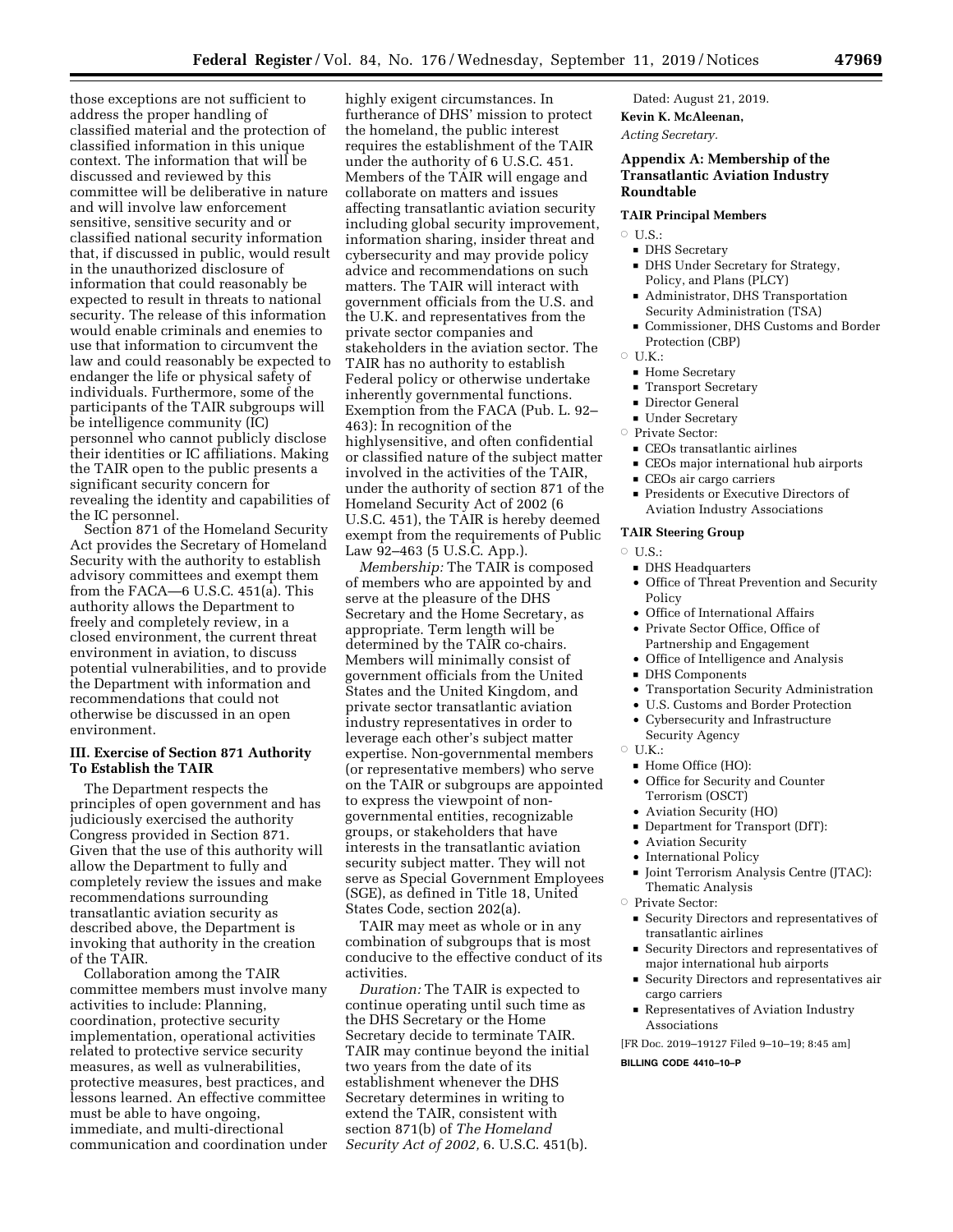those exceptions are not sufficient to address the proper handling of classified material and the protection of classified information in this unique context. The information that will be discussed and reviewed by this committee will be deliberative in nature and will involve law enforcement sensitive, sensitive security and or classified national security information that, if discussed in public, would result in the unauthorized disclosure of information that could reasonably be expected to result in threats to national security. The release of this information would enable criminals and enemies to use that information to circumvent the law and could reasonably be expected to endanger the life or physical safety of individuals. Furthermore, some of the participants of the TAIR subgroups will be intelligence community (IC) personnel who cannot publicly disclose their identities or IC affiliations. Making the TAIR open to the public presents a significant security concern for revealing the identity and capabilities of the IC personnel.

Section 871 of the Homeland Security Act provides the Secretary of Homeland Security with the authority to establish advisory committees and exempt them from the FACA—6 U.S.C. 451(a). This authority allows the Department to freely and completely review, in a closed environment, the current threat environment in aviation, to discuss potential vulnerabilities, and to provide the Department with information and recommendations that could not otherwise be discussed in an open environment.

### III. Exercise of Section 871 Authority To Establish the TAIR

The Department respects the principles of open government and has judiciously exercised the authority Congress provided in Section 871. Given that the use of this authority will allow the Department to fully and completely review the issues and make recommendations surrounding transatlantic aviation security as described above, the Department is invoking that authority in the creation of the TAIR.

Collaboration among the TAIR committee members must involve many activities to include: Planning, coordination, protective security implementation, operational activities related to protective service security measures, as well as vulnerabilities, protective measures, best practices, and lessons learned. An effective committee must be able to have ongoing, immediate, and multi-directional communication and coordination under highly exigent circumstances. In furtherance of DHS' mission to protect the homeland, the public interest requires the establishment of the TAIR under the authority of 6 U.S.C. 451. Members of the TAIR will engage and collaborate on matters and issues affecting transatlantic aviation security including global security improvement, information sharing, insider threat and cybersecurity and may provide policy advice and recommendations on such matters. The TAIR will interact with government officials from the U.S. and the U.K. and representatives from the private sector companies and stakeholders in the aviation sector. The TAIR has no authority to establish Federal policy or otherwise undertake inherently governmental functions. Exemption from the FACA (Pub. L. 92–463): In recognition of the highlysensitive, and often confidential or classified nature of the subject matter involved in the activities of the TAIR, under the authority of section 871 of the Homeland Security Act of 2002 (6 U.S.C. 451), the TAIR is hereby deemed exempt from the requirements of Public Law 92–463 (5 U.S.C. App.).

*Membership:* The TAIR is composed of members who are appointed by and serve at the pleasure of the DHS Secretary and the Home Secretary, as appropriate. Term length will be determined by the TAIR co-chairs. Members will minimally consist of government officials from the United States and the United Kingdom, and private sector transatlantic aviation industry representatives in order to leverage each other's subject matter expertise. Non-governmental members (or representative members) who serve on the TAIR or subgroups are appointed to express the viewpoint of non-governmental entities, recognizable groups, or stakeholders that have interests in the transatlantic aviation security subject matter. They will not serve as Special Government Employees (SGE), as defined in Title 18, United States Code, section 202(a).

TAIR may meet as whole or in any combination of subgroups that is most conducive to the effective conduct of its activities.

*Duration:* The TAIR is expected to continue operating until such time as the DHS Secretary or the Home Secretary decide to terminate TAIR. TAIR may continue beyond the initial two years from the date of its establishment whenever the DHS Secretary determines in writing to extend the TAIR, consistent with section 871(b) of *The Homeland Security Act of 2002,* 6. U.S.C. 451(b).

Dated: August 21, 2019.

**Kevin K. McAleenan,**

*Acting Secretary.*

### Appendix A: Membership of the Transatlantic Aviation Industry Roundtable

#### TAIR Principal Members

- U.S.:
  - DHS Secretary
  - DHS Under Secretary for Strategy, Policy, and Plans (PLCY)
  - Administrator, DHS Transportation Security Administration (TSA)
  - Commissioner, DHS Customs and Border Protection (CBP)
- U.K.:
  - Home Secretary
  - Transport Secretary
  - Director General
  - Under Secretary
- Private Sector:
  - CEOs transatlantic airlines
  - CEOs major international hub airports
  - CEOs air cargo carriers
  - Presidents or Executive Directors of Aviation Industry Associations

#### TAIR Steering Group

- U.S.:
  - DHS Headquarters
    - Office of Threat Prevention and Security Policy
    - Office of International Affairs
    - Private Sector Office, Office of Partnership and Engagement
    - Office of Intelligence and Analysis
  - DHS Components
    - Transportation Security Administration
    - U.S. Customs and Border Protection
    - Cybersecurity and Infrastructure Security Agency
- U.K.:
  - Home Office (HO):
    - Office for Security and Counter Terrorism (OSCT)
    - Aviation Security (HO)
  - Department for Transport (DfT):
    - Aviation Security
    - International Policy
  - Joint Terrorism Analysis Centre (JTAC): Thematic Analysis
- Private Sector:
  - Security Directors and representatives of transatlantic airlines
  - Security Directors and representatives of major international hub airports
  - Security Directors and representatives air cargo carriers
  - Representatives of Aviation Industry Associations

[FR Doc. 2019–19127 Filed 9–10–19; 8:45 am]

**BILLING CODE 4410–10–P**